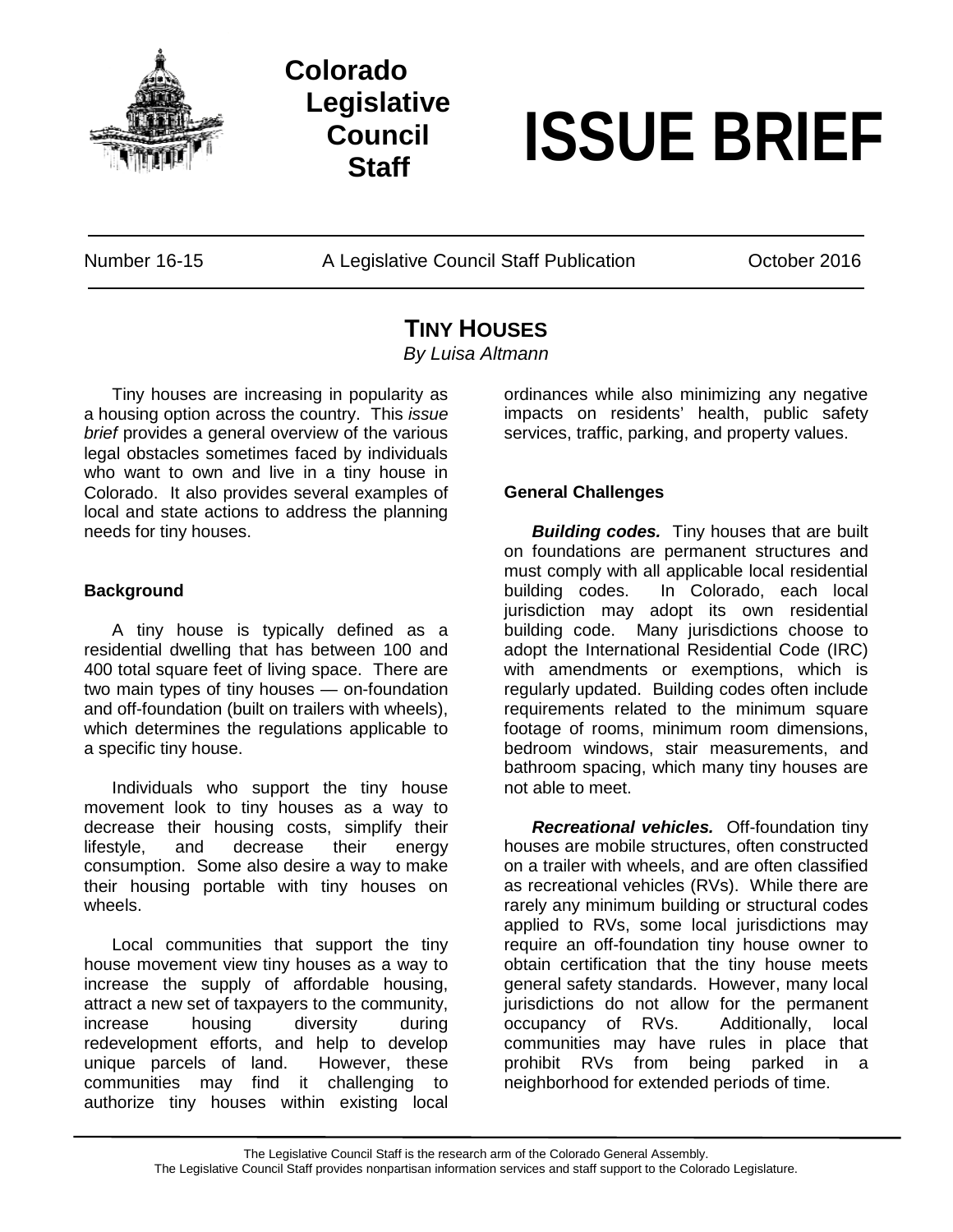# Colorado Legislative Council Staff

# ISSUE BRIEF

Number 16-15 | A Legislative Council Staff Publication | October 2016

## TINY HOUSES

*By Luisa Altmann*

Tiny houses are increasing in popularity as a housing option across the country. This *issue brief* provides a general overview of the various legal obstacles sometimes faced by individuals who want to own and live in a tiny house in Colorado. It also provides several examples of local and state actions to address the planning needs for tiny houses.

### Background

A tiny house is typically defined as a residential dwelling that has between 100 and 400 total square feet of living space. There are two main types of tiny houses — on-foundation and off-foundation (built on trailers with wheels), which determines the regulations applicable to a specific tiny house.

Individuals who support the tiny house movement look to tiny houses as a way to decrease their housing costs, simplify their lifestyle, and decrease their energy consumption. Some also desire a way to make their housing portable with tiny houses on wheels.

Local communities that support the tiny house movement view tiny houses as a way to increase the supply of affordable housing, attract a new set of taxpayers to the community, increase housing diversity during redevelopment efforts, and help to develop unique parcels of land. However, these communities may find it challenging to authorize tiny houses within existing local ordinances while also minimizing any negative impacts on residents' health, public safety services, traffic, parking, and property values.

### General Challenges

***Building codes.*** Tiny houses that are built on foundations are permanent structures and must comply with all applicable local residential building codes. In Colorado, each local jurisdiction may adopt its own residential building code. Many jurisdictions choose to adopt the International Residential Code (IRC) with amendments or exemptions, which is regularly updated. Building codes often include requirements related to the minimum square footage of rooms, minimum room dimensions, bedroom windows, stair measurements, and bathroom spacing, which many tiny houses are not able to meet.

***Recreational vehicles.*** Off-foundation tiny houses are mobile structures, often constructed on a trailer with wheels, and are often classified as recreational vehicles (RVs). While there are rarely any minimum building or structural codes applied to RVs, some local jurisdictions may require an off-foundation tiny house owner to obtain certification that the tiny house meets general safety standards. However, many local jurisdictions do not allow for the permanent occupancy of RVs. Additionally, local communities may have rules in place that prohibit RVs from being parked in a neighborhood for extended periods of time.

The Legislative Council Staff is the research arm of the Colorado General Assembly.
The Legislative Council Staff provides nonpartisan information services and staff support to the Colorado Legislature.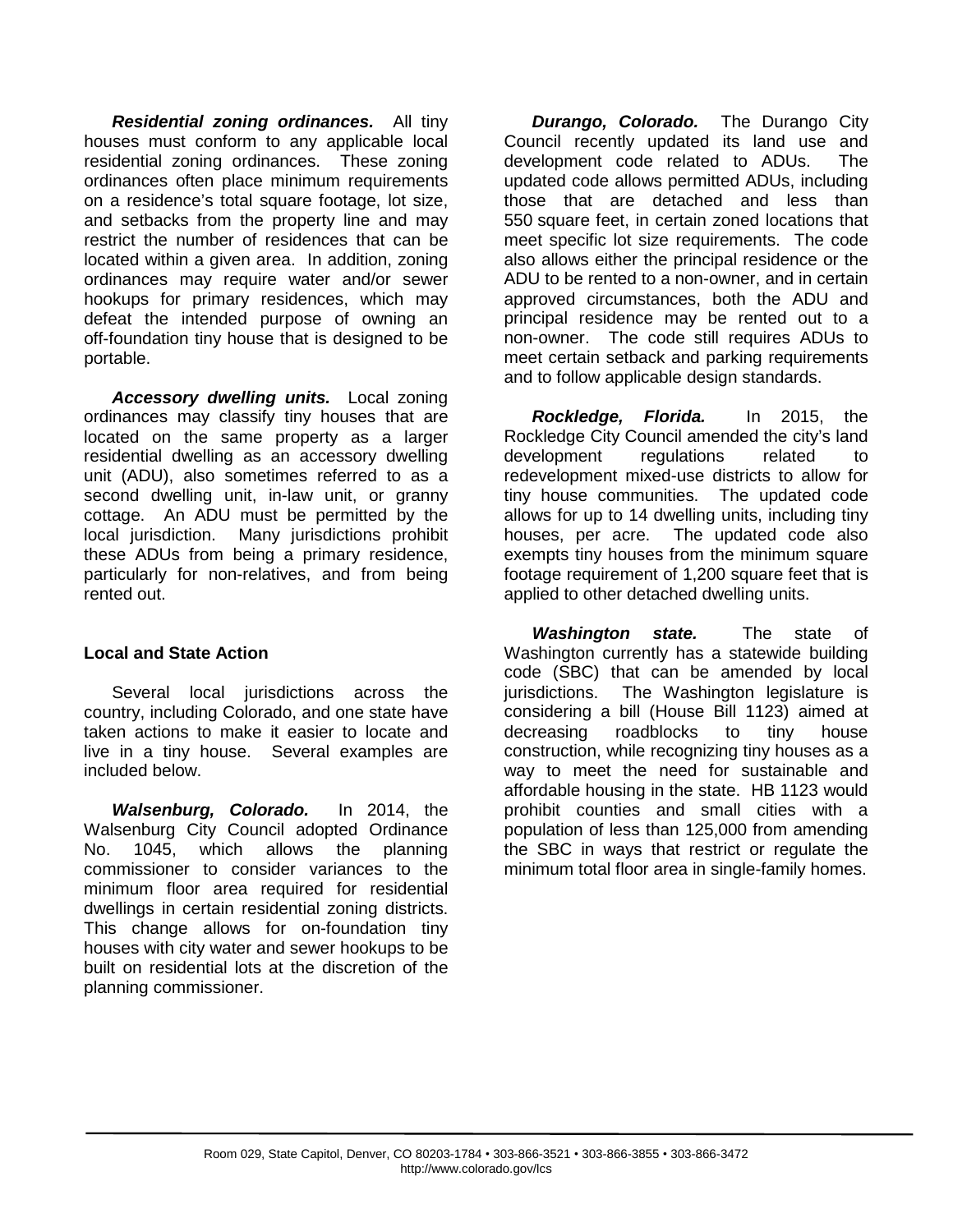***Residential zoning ordinances.*** All tiny houses must conform to any applicable local residential zoning ordinances. These zoning ordinances often place minimum requirements on a residence's total square footage, lot size, and setbacks from the property line and may restrict the number of residences that can be located within a given area. In addition, zoning ordinances may require water and/or sewer hookups for primary residences, which may defeat the intended purpose of owning an off-foundation tiny house that is designed to be portable.

***Accessory dwelling units.*** Local zoning ordinances may classify tiny houses that are located on the same property as a larger residential dwelling as an accessory dwelling unit (ADU), also sometimes referred to as a second dwelling unit, in-law unit, or granny cottage. An ADU must be permitted by the local jurisdiction. Many jurisdictions prohibit these ADUs from being a primary residence, particularly for non-relatives, and from being rented out.

## Local and State Action

Several local jurisdictions across the country, including Colorado, and one state have taken actions to make it easier to locate and live in a tiny house. Several examples are included below.

***Walsenburg, Colorado.*** In 2014, the Walsenburg City Council adopted Ordinance No. 1045, which allows the planning commissioner to consider variances to the minimum floor area required for residential dwellings in certain residential zoning districts. This change allows for on-foundation tiny houses with city water and sewer hookups to be built on residential lots at the discretion of the planning commissioner.

***Durango, Colorado.*** The Durango City Council recently updated its land use and development code related to ADUs. The updated code allows permitted ADUs, including those that are detached and less than 550 square feet, in certain zoned locations that meet specific lot size requirements. The code also allows either the principal residence or the ADU to be rented to a non-owner, and in certain approved circumstances, both the ADU and principal residence may be rented out to a non-owner. The code still requires ADUs to meet certain setback and parking requirements and to follow applicable design standards.

***Rockledge, Florida.*** In 2015, the Rockledge City Council amended the city's land development regulations related to redevelopment mixed-use districts to allow for tiny house communities. The updated code allows for up to 14 dwelling units, including tiny houses, per acre. The updated code also exempts tiny houses from the minimum square footage requirement of 1,200 square feet that is applied to other detached dwelling units.

***Washington state.*** The state of Washington currently has a statewide building code (SBC) that can be amended by local jurisdictions. The Washington legislature is considering a bill (House Bill 1123) aimed at decreasing roadblocks to tiny house construction, while recognizing tiny houses as a way to meet the need for sustainable and affordable housing in the state. HB 1123 would prohibit counties and small cities with a population of less than 125,000 from amending the SBC in ways that restrict or regulate the minimum total floor area in single-family homes.